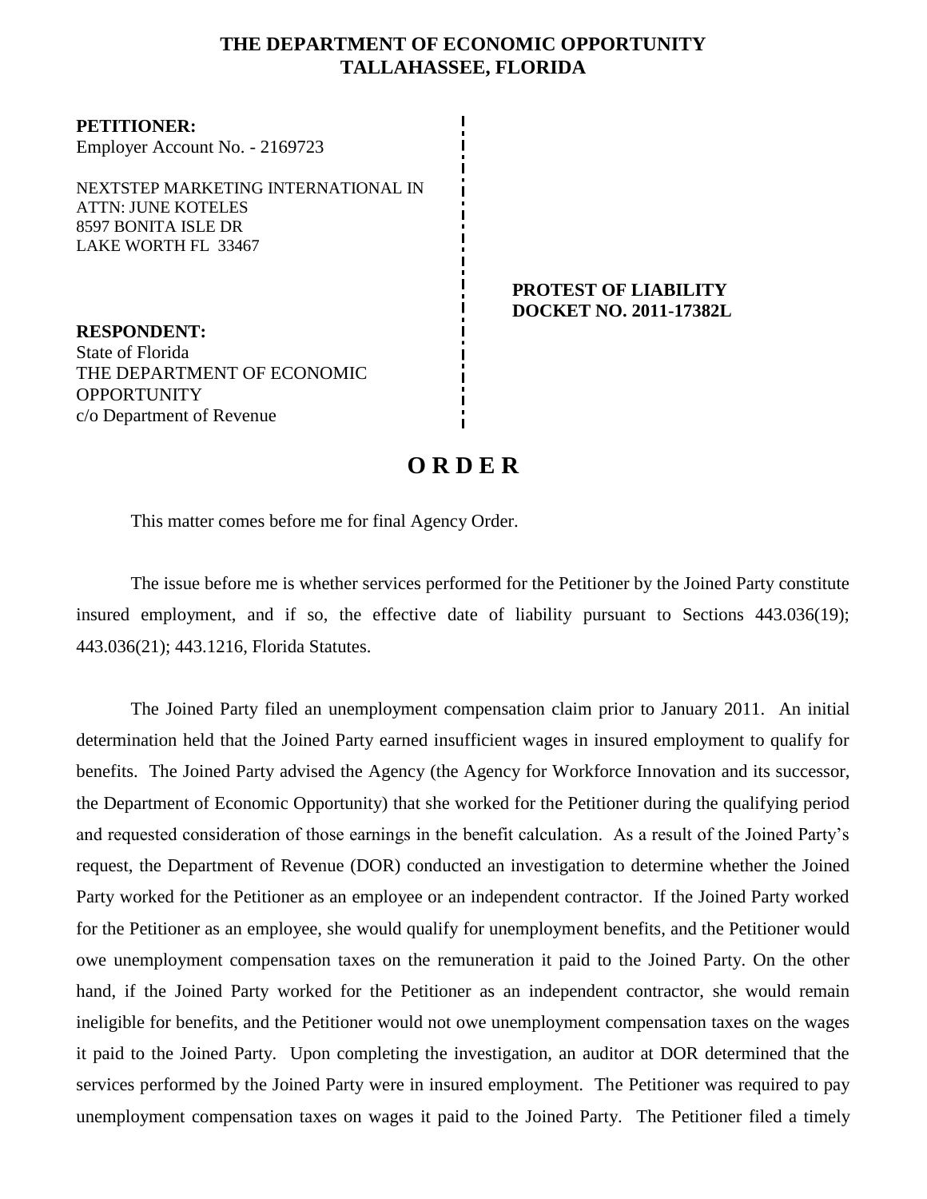# THE DEPARTMENT OF ECONOMIC OPPORTUNITY
# TALLAHASSEE, FLORIDA

**PETITIONER:**
Employer Account No. - 2169723

NEXTSTEP MARKETING INTERNATIONAL IN
ATTN: JUNE KOTELES
8597 BONITA ISLE DR
LAKE WORTH FL 33467

**PROTEST OF LIABILITY**
**DOCKET NO. 2011-17382L**

**RESPONDENT:**
State of Florida
THE DEPARTMENT OF ECONOMIC OPPORTUNITY
c/o Department of Revenue

## O R D E R

This matter comes before me for final Agency Order.

The issue before me is whether services performed for the Petitioner by the Joined Party constitute insured employment, and if so, the effective date of liability pursuant to Sections 443.036(19); 443.036(21); 443.1216, Florida Statutes.

The Joined Party filed an unemployment compensation claim prior to January 2011. An initial determination held that the Joined Party earned insufficient wages in insured employment to qualify for benefits. The Joined Party advised the Agency (the Agency for Workforce Innovation and its successor, the Department of Economic Opportunity) that she worked for the Petitioner during the qualifying period and requested consideration of those earnings in the benefit calculation. As a result of the Joined Party's request, the Department of Revenue (DOR) conducted an investigation to determine whether the Joined Party worked for the Petitioner as an employee or an independent contractor. If the Joined Party worked for the Petitioner as an employee, she would qualify for unemployment benefits, and the Petitioner would owe unemployment compensation taxes on the remuneration it paid to the Joined Party. On the other hand, if the Joined Party worked for the Petitioner as an independent contractor, she would remain ineligible for benefits, and the Petitioner would not owe unemployment compensation taxes on the wages it paid to the Joined Party. Upon completing the investigation, an auditor at DOR determined that the services performed by the Joined Party were in insured employment. The Petitioner was required to pay unemployment compensation taxes on wages it paid to the Joined Party. The Petitioner filed a timely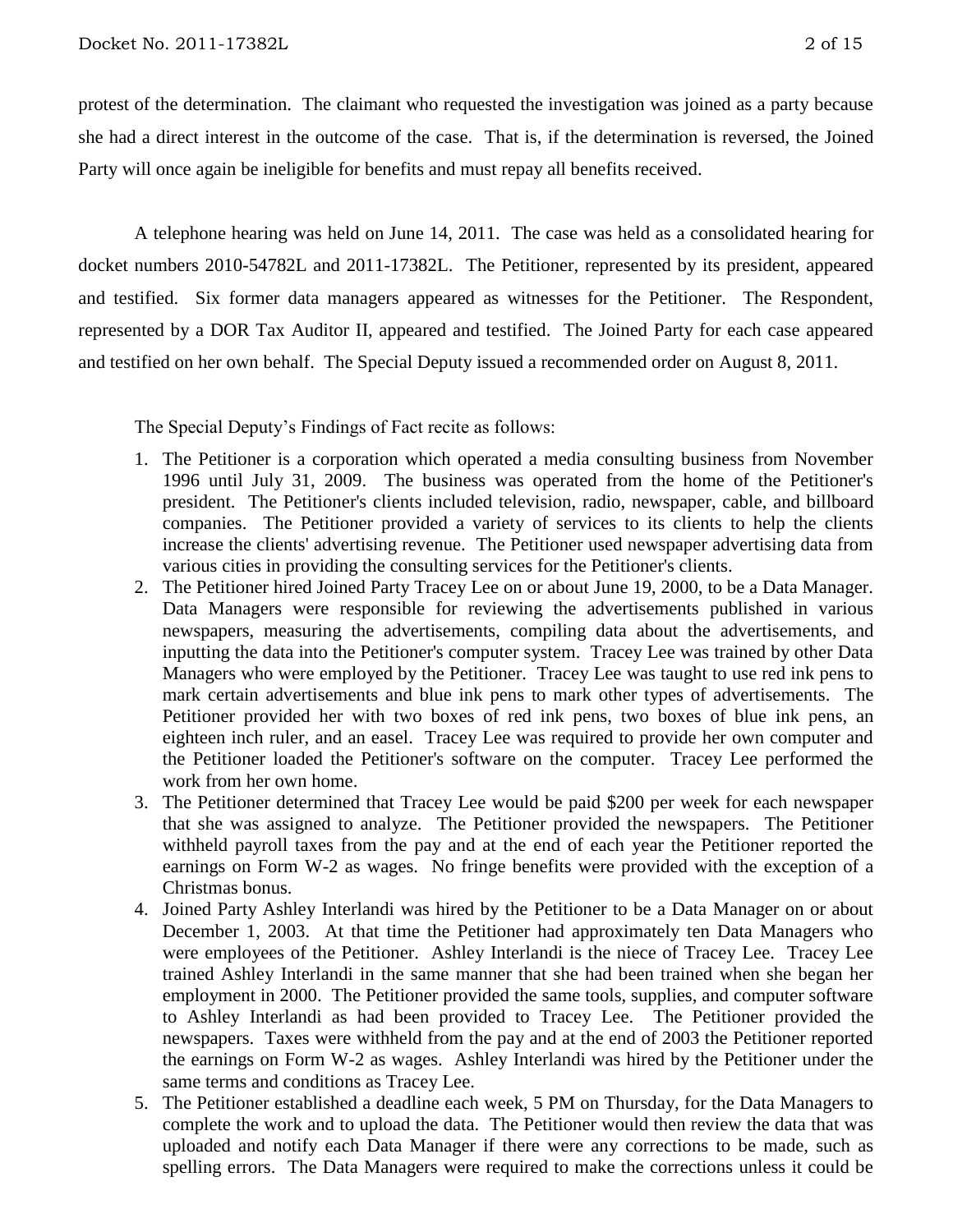protest of the determination. The claimant who requested the investigation was joined as a party because she had a direct interest in the outcome of the case. That is, if the determination is reversed, the Joined Party will once again be ineligible for benefits and must repay all benefits received.

A telephone hearing was held on June 14, 2011. The case was held as a consolidated hearing for docket numbers 2010-54782L and 2011-17382L. The Petitioner, represented by its president, appeared and testified. Six former data managers appeared as witnesses for the Petitioner. The Respondent, represented by a DOR Tax Auditor II, appeared and testified. The Joined Party for each case appeared and testified on her own behalf. The Special Deputy issued a recommended order on August 8, 2011.

The Special Deputy's Findings of Fact recite as follows:

1. The Petitioner is a corporation which operated a media consulting business from November 1996 until July 31, 2009. The business was operated from the home of the Petitioner's president. The Petitioner's clients included television, radio, newspaper, cable, and billboard companies. The Petitioner provided a variety of services to its clients to help the clients increase the clients' advertising revenue. The Petitioner used newspaper advertising data from various cities in providing the consulting services for the Petitioner's clients.
2. The Petitioner hired Joined Party Tracey Lee on or about June 19, 2000, to be a Data Manager. Data Managers were responsible for reviewing the advertisements published in various newspapers, measuring the advertisements, compiling data about the advertisements, and inputting the data into the Petitioner's computer system. Tracey Lee was trained by other Data Managers who were employed by the Petitioner. Tracey Lee was taught to use red ink pens to mark certain advertisements and blue ink pens to mark other types of advertisements. The Petitioner provided her with two boxes of red ink pens, two boxes of blue ink pens, an eighteen inch ruler, and an easel. Tracey Lee was required to provide her own computer and the Petitioner loaded the Petitioner's software on the computer. Tracey Lee performed the work from her own home.
3. The Petitioner determined that Tracey Lee would be paid $200 per week for each newspaper that she was assigned to analyze. The Petitioner provided the newspapers. The Petitioner withheld payroll taxes from the pay and at the end of each year the Petitioner reported the earnings on Form W-2 as wages. No fringe benefits were provided with the exception of a Christmas bonus.
4. Joined Party Ashley Interlandi was hired by the Petitioner to be a Data Manager on or about December 1, 2003. At that time the Petitioner had approximately ten Data Managers who were employees of the Petitioner. Ashley Interlandi is the niece of Tracey Lee. Tracey Lee trained Ashley Interlandi in the same manner that she had been trained when she began her employment in 2000. The Petitioner provided the same tools, supplies, and computer software to Ashley Interlandi as had been provided to Tracey Lee. The Petitioner provided the newspapers. Taxes were withheld from the pay and at the end of 2003 the Petitioner reported the earnings on Form W-2 as wages. Ashley Interlandi was hired by the Petitioner under the same terms and conditions as Tracey Lee.
5. The Petitioner established a deadline each week, 5 PM on Thursday, for the Data Managers to complete the work and to upload the data. The Petitioner would then review the data that was uploaded and notify each Data Manager if there were any corrections to be made, such as spelling errors. The Data Managers were required to make the corrections unless it could be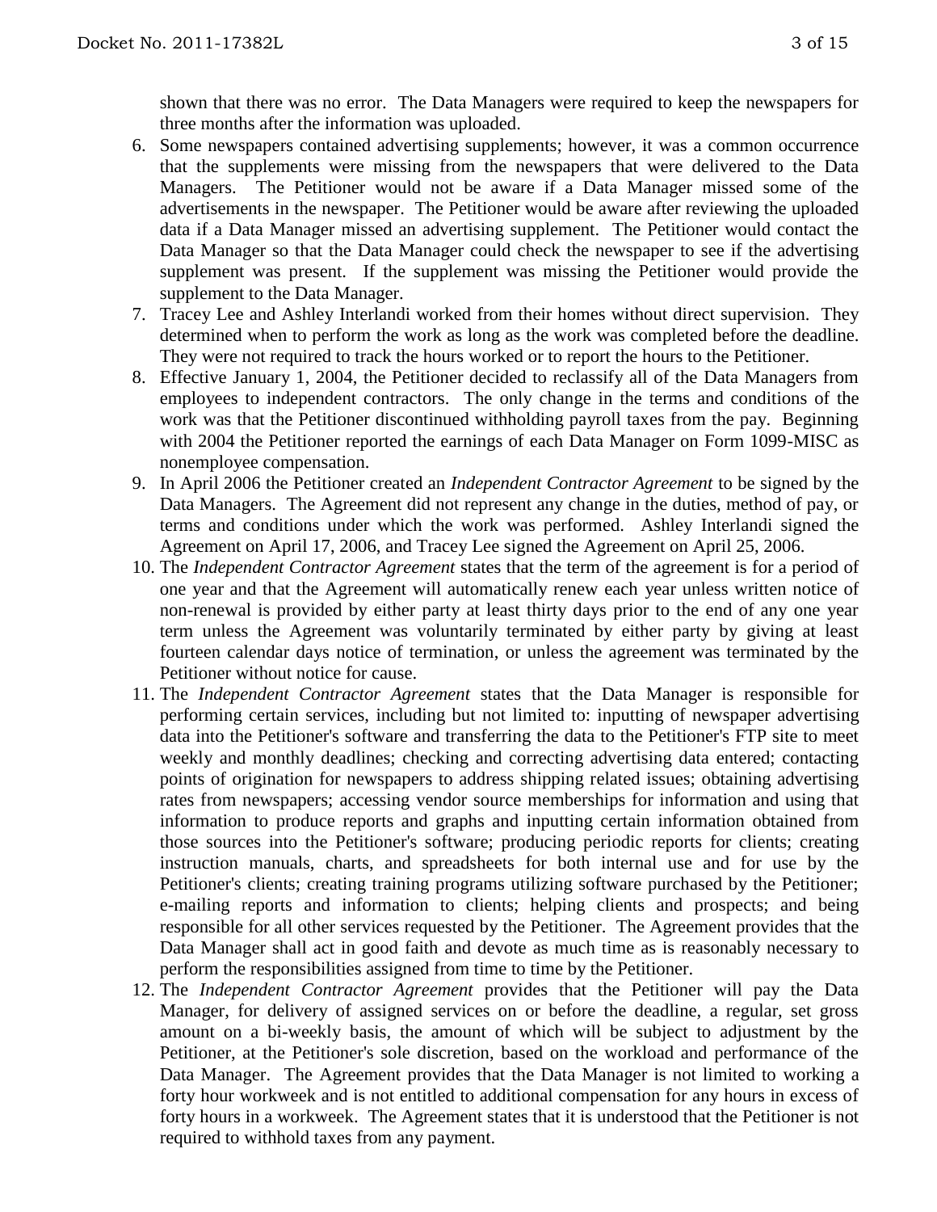shown that there was no error. The Data Managers were required to keep the newspapers for three months after the information was uploaded.

6. Some newspapers contained advertising supplements; however, it was a common occurrence that the supplements were missing from the newspapers that were delivered to the Data Managers. The Petitioner would not be aware if a Data Manager missed some of the advertisements in the newspaper. The Petitioner would be aware after reviewing the uploaded data if a Data Manager missed an advertising supplement. The Petitioner would contact the Data Manager so that the Data Manager could check the newspaper to see if the advertising supplement was present. If the supplement was missing the Petitioner would provide the supplement to the Data Manager.
7. Tracey Lee and Ashley Interlandi worked from their homes without direct supervision. They determined when to perform the work as long as the work was completed before the deadline. They were not required to track the hours worked or to report the hours to the Petitioner.
8. Effective January 1, 2004, the Petitioner decided to reclassify all of the Data Managers from employees to independent contractors. The only change in the terms and conditions of the work was that the Petitioner discontinued withholding payroll taxes from the pay. Beginning with 2004 the Petitioner reported the earnings of each Data Manager on Form 1099-MISC as nonemployee compensation.
9. In April 2006 the Petitioner created an *Independent Contractor Agreement* to be signed by the Data Managers. The Agreement did not represent any change in the duties, method of pay, or terms and conditions under which the work was performed. Ashley Interlandi signed the Agreement on April 17, 2006, and Tracey Lee signed the Agreement on April 25, 2006.
10. The *Independent Contractor Agreement* states that the term of the agreement is for a period of one year and that the Agreement will automatically renew each year unless written notice of non-renewal is provided by either party at least thirty days prior to the end of any one year term unless the Agreement was voluntarily terminated by either party by giving at least fourteen calendar days notice of termination, or unless the agreement was terminated by the Petitioner without notice for cause.
11. The *Independent Contractor Agreement* states that the Data Manager is responsible for performing certain services, including but not limited to: inputting of newspaper advertising data into the Petitioner's software and transferring the data to the Petitioner's FTP site to meet weekly and monthly deadlines; checking and correcting advertising data entered; contacting points of origination for newspapers to address shipping related issues; obtaining advertising rates from newspapers; accessing vendor source memberships for information and using that information to produce reports and graphs and inputting certain information obtained from those sources into the Petitioner's software; producing periodic reports for clients; creating instruction manuals, charts, and spreadsheets for both internal use and for use by the Petitioner's clients; creating training programs utilizing software purchased by the Petitioner; e-mailing reports and information to clients; helping clients and prospects; and being responsible for all other services requested by the Petitioner. The Agreement provides that the Data Manager shall act in good faith and devote as much time as is reasonably necessary to perform the responsibilities assigned from time to time by the Petitioner.
12. The *Independent Contractor Agreement* provides that the Petitioner will pay the Data Manager, for delivery of assigned services on or before the deadline, a regular, set gross amount on a bi-weekly basis, the amount of which will be subject to adjustment by the Petitioner, at the Petitioner's sole discretion, based on the workload and performance of the Data Manager. The Agreement provides that the Data Manager is not limited to working a forty hour workweek and is not entitled to additional compensation for any hours in excess of forty hours in a workweek. The Agreement states that it is understood that the Petitioner is not required to withhold taxes from any payment.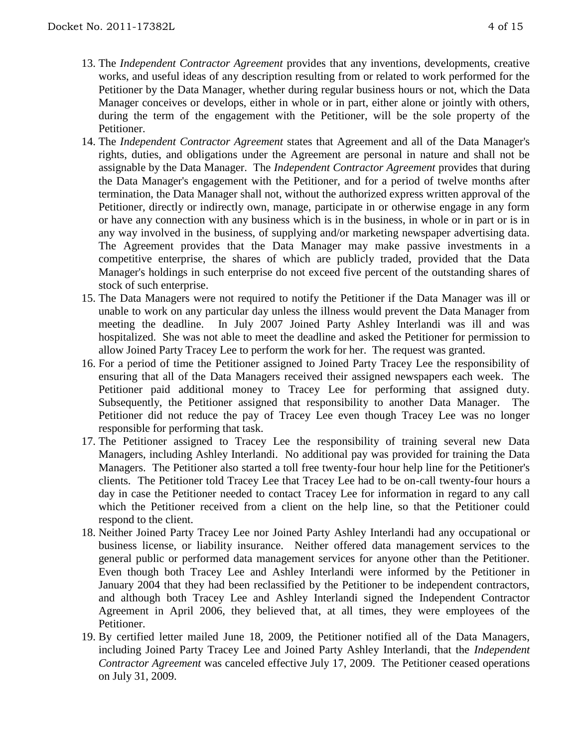13. The *Independent Contractor Agreement* provides that any inventions, developments, creative works, and useful ideas of any description resulting from or related to work performed for the Petitioner by the Data Manager, whether during regular business hours or not, which the Data Manager conceives or develops, either in whole or in part, either alone or jointly with others, during the term of the engagement with the Petitioner, will be the sole property of the Petitioner.
14. The *Independent Contractor Agreement* states that Agreement and all of the Data Manager's rights, duties, and obligations under the Agreement are personal in nature and shall not be assignable by the Data Manager. The *Independent Contractor Agreement* provides that during the Data Manager's engagement with the Petitioner, and for a period of twelve months after termination, the Data Manager shall not, without the authorized express written approval of the Petitioner, directly or indirectly own, manage, participate in or otherwise engage in any form or have any connection with any business which is in the business, in whole or in part or is in any way involved in the business, of supplying and/or marketing newspaper advertising data. The Agreement provides that the Data Manager may make passive investments in a competitive enterprise, the shares of which are publicly traded, provided that the Data Manager's holdings in such enterprise do not exceed five percent of the outstanding shares of stock of such enterprise.
15. The Data Managers were not required to notify the Petitioner if the Data Manager was ill or unable to work on any particular day unless the illness would prevent the Data Manager from meeting the deadline. In July 2007 Joined Party Ashley Interlandi was ill and was hospitalized. She was not able to meet the deadline and asked the Petitioner for permission to allow Joined Party Tracey Lee to perform the work for her. The request was granted.
16. For a period of time the Petitioner assigned to Joined Party Tracey Lee the responsibility of ensuring that all of the Data Managers received their assigned newspapers each week. The Petitioner paid additional money to Tracey Lee for performing that assigned duty. Subsequently, the Petitioner assigned that responsibility to another Data Manager. The Petitioner did not reduce the pay of Tracey Lee even though Tracey Lee was no longer responsible for performing that task.
17. The Petitioner assigned to Tracey Lee the responsibility of training several new Data Managers, including Ashley Interlandi. No additional pay was provided for training the Data Managers. The Petitioner also started a toll free twenty-four hour help line for the Petitioner's clients. The Petitioner told Tracey Lee that Tracey Lee had to be on-call twenty-four hours a day in case the Petitioner needed to contact Tracey Lee for information in regard to any call which the Petitioner received from a client on the help line, so that the Petitioner could respond to the client.
18. Neither Joined Party Tracey Lee nor Joined Party Ashley Interlandi had any occupational or business license, or liability insurance. Neither offered data management services to the general public or performed data management services for anyone other than the Petitioner. Even though both Tracey Lee and Ashley Interlandi were informed by the Petitioner in January 2004 that they had been reclassified by the Petitioner to be independent contractors, and although both Tracey Lee and Ashley Interlandi signed the Independent Contractor Agreement in April 2006, they believed that, at all times, they were employees of the Petitioner.
19. By certified letter mailed June 18, 2009, the Petitioner notified all of the Data Managers, including Joined Party Tracey Lee and Joined Party Ashley Interlandi, that the *Independent Contractor Agreement* was canceled effective July 17, 2009. The Petitioner ceased operations on July 31, 2009.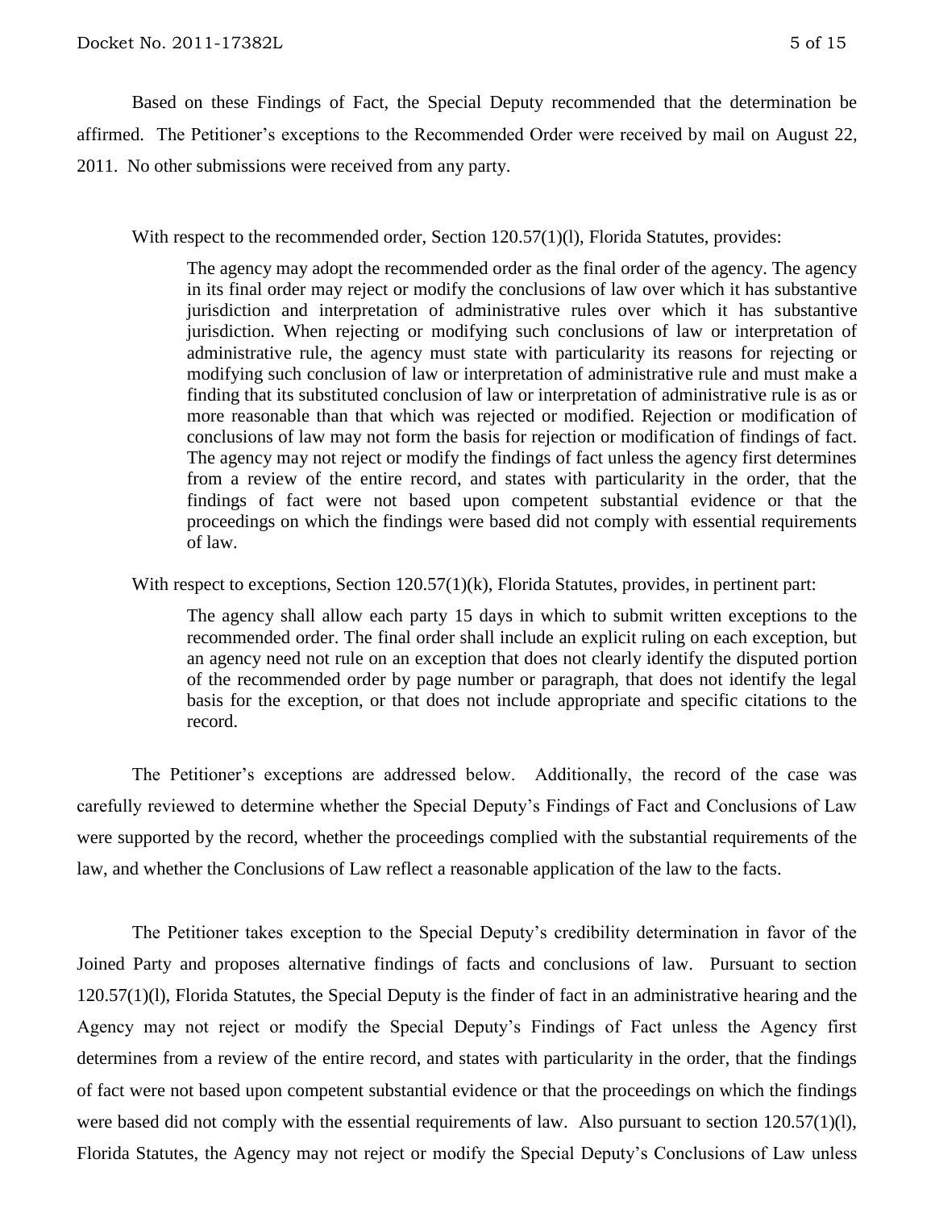Based on these Findings of Fact, the Special Deputy recommended that the determination be affirmed. The Petitioner's exceptions to the Recommended Order were received by mail on August 22, 2011. No other submissions were received from any party.

With respect to the recommended order, Section 120.57(1)(l), Florida Statutes, provides:

> The agency may adopt the recommended order as the final order of the agency. The agency in its final order may reject or modify the conclusions of law over which it has substantive jurisdiction and interpretation of administrative rules over which it has substantive jurisdiction. When rejecting or modifying such conclusions of law or interpretation of administrative rule, the agency must state with particularity its reasons for rejecting or modifying such conclusion of law or interpretation of administrative rule and must make a finding that its substituted conclusion of law or interpretation of administrative rule is as or more reasonable than that which was rejected or modified. Rejection or modification of conclusions of law may not form the basis for rejection or modification of findings of fact. The agency may not reject or modify the findings of fact unless the agency first determines from a review of the entire record, and states with particularity in the order, that the findings of fact were not based upon competent substantial evidence or that the proceedings on which the findings were based did not comply with essential requirements of law.

With respect to exceptions, Section 120.57(1)(k), Florida Statutes, provides, in pertinent part:

> The agency shall allow each party 15 days in which to submit written exceptions to the recommended order. The final order shall include an explicit ruling on each exception, but an agency need not rule on an exception that does not clearly identify the disputed portion of the recommended order by page number or paragraph, that does not identify the legal basis for the exception, or that does not include appropriate and specific citations to the record.

The Petitioner's exceptions are addressed below. Additionally, the record of the case was carefully reviewed to determine whether the Special Deputy's Findings of Fact and Conclusions of Law were supported by the record, whether the proceedings complied with the substantial requirements of the law, and whether the Conclusions of Law reflect a reasonable application of the law to the facts.

The Petitioner takes exception to the Special Deputy's credibility determination in favor of the Joined Party and proposes alternative findings of facts and conclusions of law. Pursuant to section 120.57(1)(l), Florida Statutes, the Special Deputy is the finder of fact in an administrative hearing and the Agency may not reject or modify the Special Deputy's Findings of Fact unless the Agency first determines from a review of the entire record, and states with particularity in the order, that the findings of fact were not based upon competent substantial evidence or that the proceedings on which the findings were based did not comply with the essential requirements of law. Also pursuant to section 120.57(1)(l), Florida Statutes, the Agency may not reject or modify the Special Deputy's Conclusions of Law unless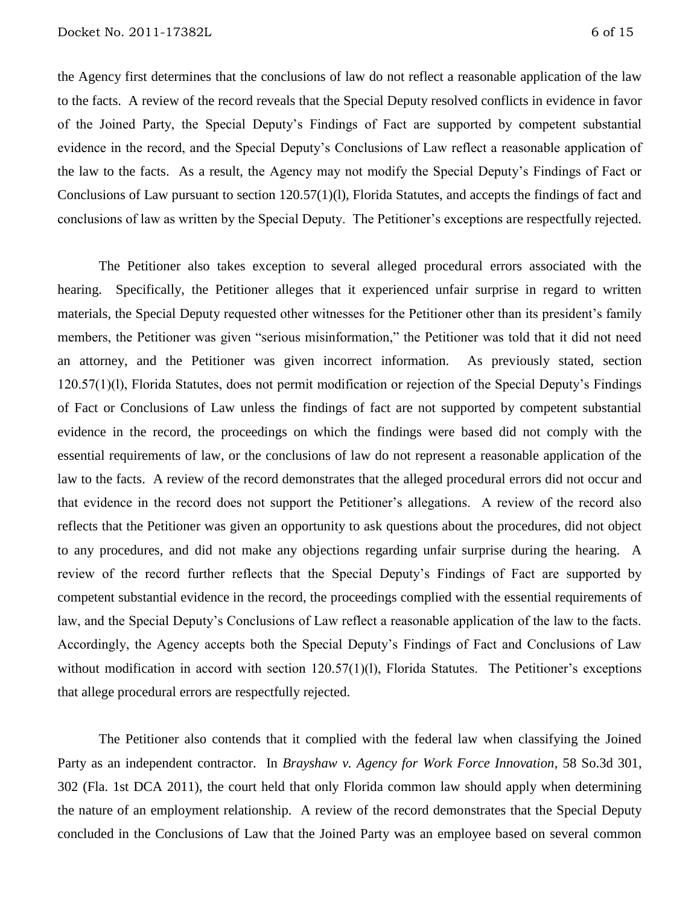the Agency first determines that the conclusions of law do not reflect a reasonable application of the law to the facts. A review of the record reveals that the Special Deputy resolved conflicts in evidence in favor of the Joined Party, the Special Deputy's Findings of Fact are supported by competent substantial evidence in the record, and the Special Deputy's Conclusions of Law reflect a reasonable application of the law to the facts. As a result, the Agency may not modify the Special Deputy's Findings of Fact or Conclusions of Law pursuant to section 120.57(1)(l), Florida Statutes, and accepts the findings of fact and conclusions of law as written by the Special Deputy. The Petitioner's exceptions are respectfully rejected.

The Petitioner also takes exception to several alleged procedural errors associated with the hearing. Specifically, the Petitioner alleges that it experienced unfair surprise in regard to written materials, the Special Deputy requested other witnesses for the Petitioner other than its president's family members, the Petitioner was given "serious misinformation," the Petitioner was told that it did not need an attorney, and the Petitioner was given incorrect information. As previously stated, section 120.57(1)(l), Florida Statutes, does not permit modification or rejection of the Special Deputy's Findings of Fact or Conclusions of Law unless the findings of fact are not supported by competent substantial evidence in the record, the proceedings on which the findings were based did not comply with the essential requirements of law, or the conclusions of law do not represent a reasonable application of the law to the facts. A review of the record demonstrates that the alleged procedural errors did not occur and that evidence in the record does not support the Petitioner's allegations. A review of the record also reflects that the Petitioner was given an opportunity to ask questions about the procedures, did not object to any procedures, and did not make any objections regarding unfair surprise during the hearing. A review of the record further reflects that the Special Deputy's Findings of Fact are supported by competent substantial evidence in the record, the proceedings complied with the essential requirements of law, and the Special Deputy's Conclusions of Law reflect a reasonable application of the law to the facts. Accordingly, the Agency accepts both the Special Deputy's Findings of Fact and Conclusions of Law without modification in accord with section 120.57(1)(l), Florida Statutes. The Petitioner's exceptions that allege procedural errors are respectfully rejected.

The Petitioner also contends that it complied with the federal law when classifying the Joined Party as an independent contractor. In *Brayshaw v. Agency for Work Force Innovation*, 58 So.3d 301, 302 (Fla. 1st DCA 2011), the court held that only Florida common law should apply when determining the nature of an employment relationship. A review of the record demonstrates that the Special Deputy concluded in the Conclusions of Law that the Joined Party was an employee based on several common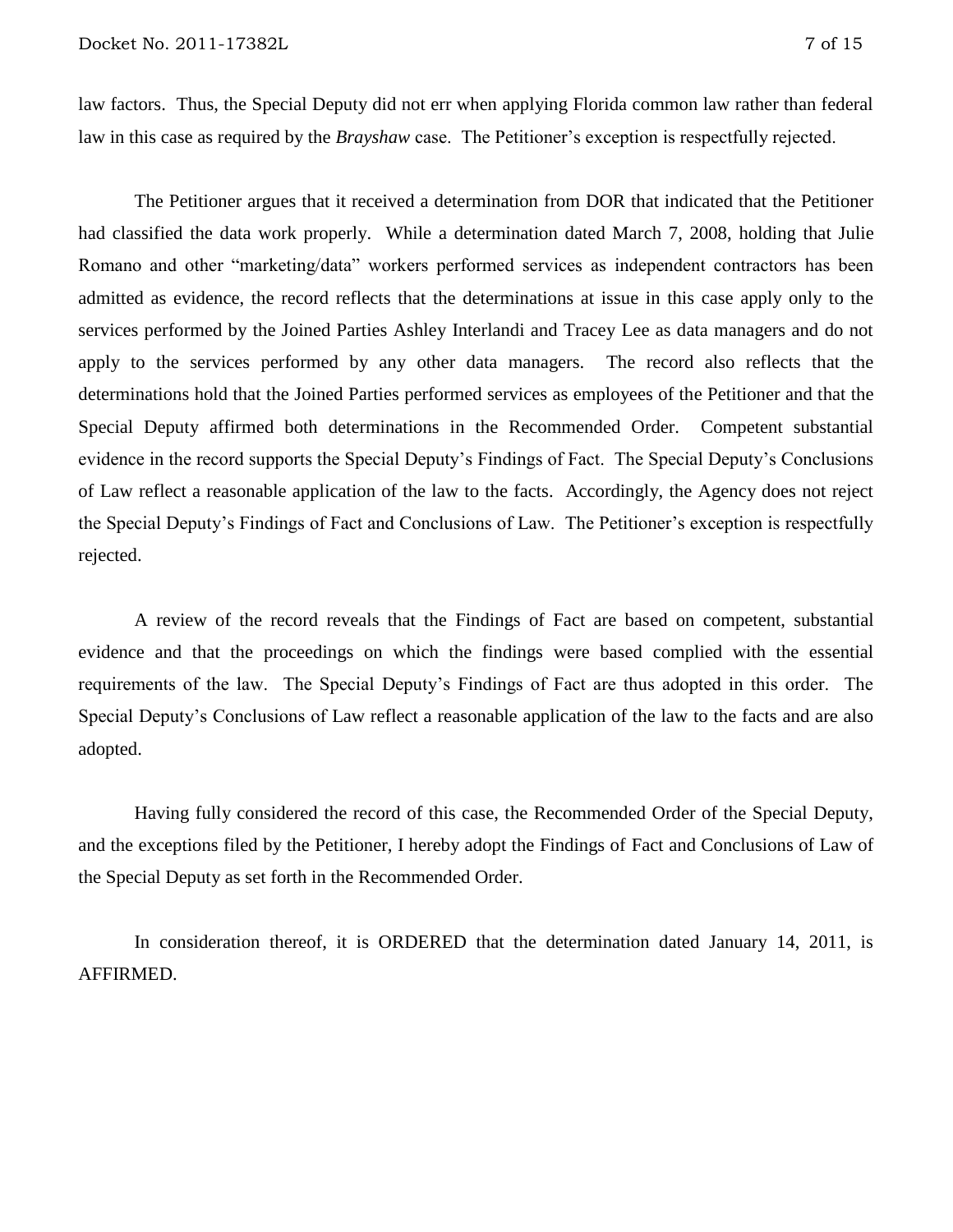law factors. Thus, the Special Deputy did not err when applying Florida common law rather than federal law in this case as required by the *Brayshaw* case. The Petitioner's exception is respectfully rejected.

The Petitioner argues that it received a determination from DOR that indicated that the Petitioner had classified the data work properly. While a determination dated March 7, 2008, holding that Julie Romano and other "marketing/data" workers performed services as independent contractors has been admitted as evidence, the record reflects that the determinations at issue in this case apply only to the services performed by the Joined Parties Ashley Interlandi and Tracey Lee as data managers and do not apply to the services performed by any other data managers. The record also reflects that the determinations hold that the Joined Parties performed services as employees of the Petitioner and that the Special Deputy affirmed both determinations in the Recommended Order. Competent substantial evidence in the record supports the Special Deputy's Findings of Fact. The Special Deputy's Conclusions of Law reflect a reasonable application of the law to the facts. Accordingly, the Agency does not reject the Special Deputy's Findings of Fact and Conclusions of Law. The Petitioner's exception is respectfully rejected.

A review of the record reveals that the Findings of Fact are based on competent, substantial evidence and that the proceedings on which the findings were based complied with the essential requirements of the law. The Special Deputy's Findings of Fact are thus adopted in this order. The Special Deputy's Conclusions of Law reflect a reasonable application of the law to the facts and are also adopted.

Having fully considered the record of this case, the Recommended Order of the Special Deputy, and the exceptions filed by the Petitioner, I hereby adopt the Findings of Fact and Conclusions of Law of the Special Deputy as set forth in the Recommended Order.

In consideration thereof, it is ORDERED that the determination dated January 14, 2011, is AFFIRMED.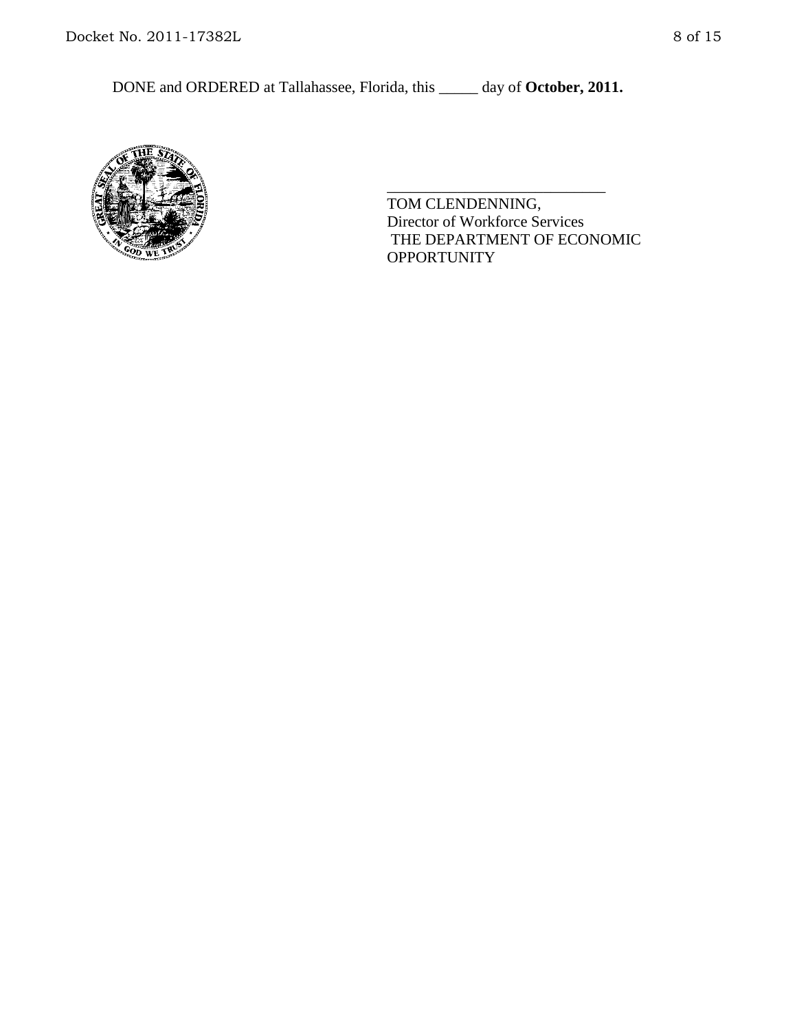DONE and ORDERED at Tallahassee, Florida, this _____ day of **October, 2011.**

_____________________________

TOM CLENDENNING,
Director of Workforce Services
THE DEPARTMENT OF ECONOMIC
OPPORTUNITY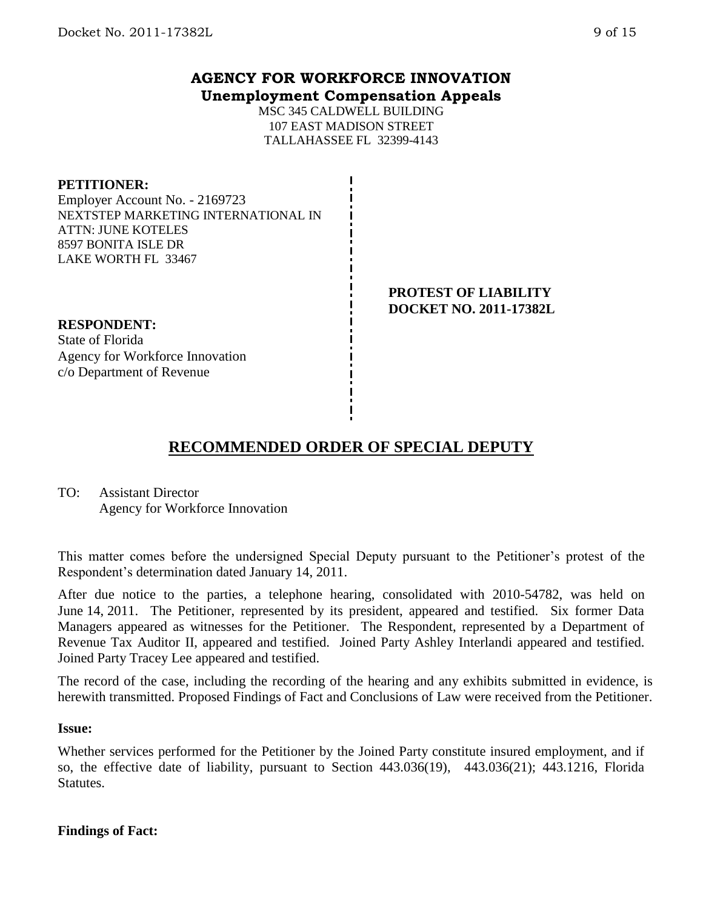**AGENCY FOR WORKFORCE INNOVATION**
**Unemployment Compensation Appeals**

MSC 345 CALDWELL BUILDING
107 EAST MADISON STREET
TALLAHASSEE FL 32399-4143

**PETITIONER:**
Employer Account No. - 2169723
NEXTSTEP MARKETING INTERNATIONAL IN
ATTN: JUNE KOTELES
8597 BONITA ISLE DR
LAKE WORTH FL 33467

**PROTEST OF LIABILITY**
**DOCKET NO. 2011-17382L**

**RESPONDENT:**
State of Florida
Agency for Workforce Innovation
c/o Department of Revenue

## RECOMMENDED ORDER OF SPECIAL DEPUTY

TO: Assistant Director
Agency for Workforce Innovation

This matter comes before the undersigned Special Deputy pursuant to the Petitioner's protest of the Respondent's determination dated January 14, 2011.

After due notice to the parties, a telephone hearing, consolidated with 2010-54782, was held on June 14, 2011. The Petitioner, represented by its president, appeared and testified. Six former Data Managers appeared as witnesses for the Petitioner. The Respondent, represented by a Department of Revenue Tax Auditor II, appeared and testified. Joined Party Ashley Interlandi appeared and testified. Joined Party Tracey Lee appeared and testified.

The record of the case, including the recording of the hearing and any exhibits submitted in evidence, is herewith transmitted. Proposed Findings of Fact and Conclusions of Law were received from the Petitioner.

**Issue:**

Whether services performed for the Petitioner by the Joined Party constitute insured employment, and if so, the effective date of liability, pursuant to Section 443.036(19), 443.036(21); 443.1216, Florida Statutes.

**Findings of Fact:**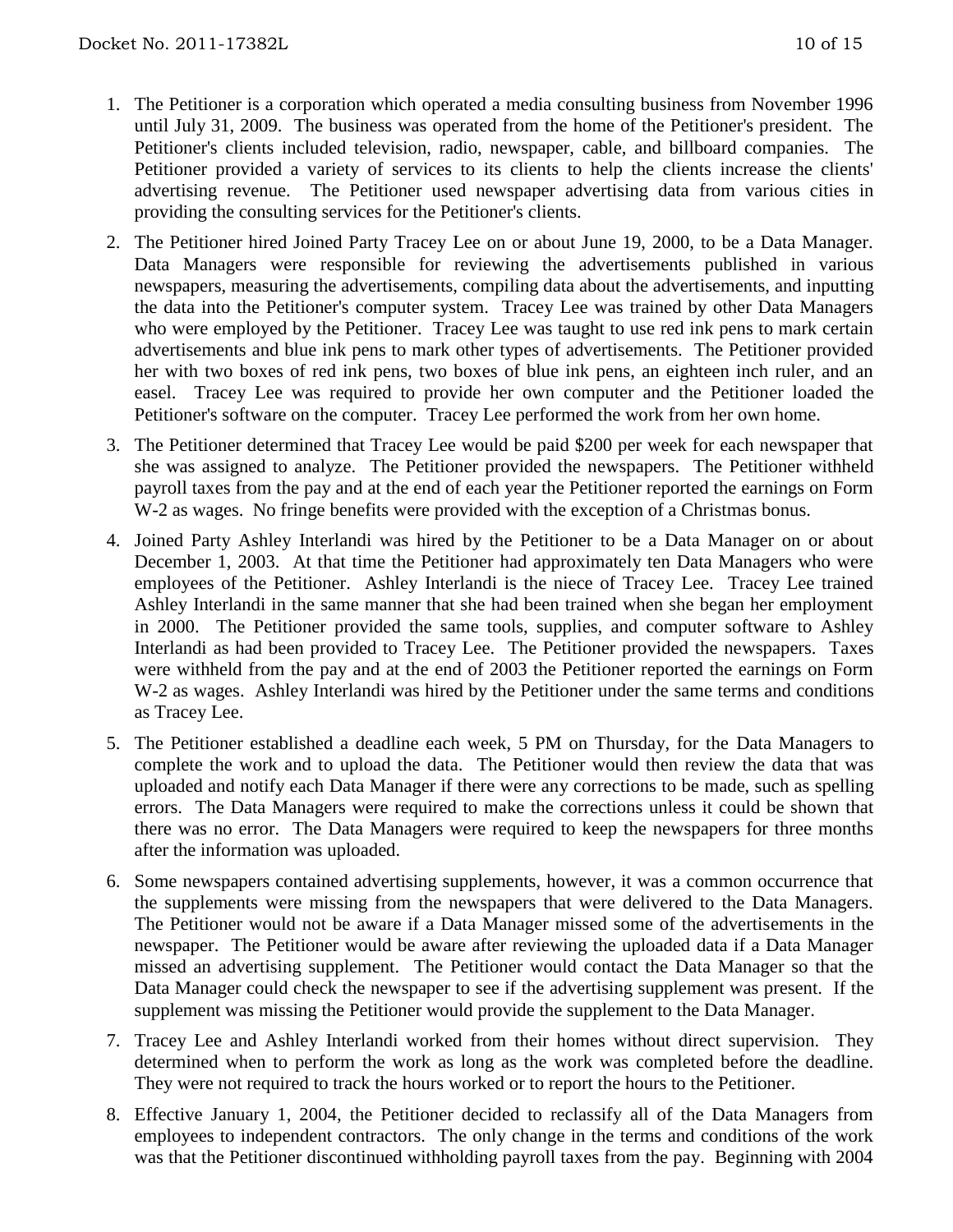1. The Petitioner is a corporation which operated a media consulting business from November 1996 until July 31, 2009. The business was operated from the home of the Petitioner's president. The Petitioner's clients included television, radio, newspaper, cable, and billboard companies. The Petitioner provided a variety of services to its clients to help the clients increase the clients' advertising revenue. The Petitioner used newspaper advertising data from various cities in providing the consulting services for the Petitioner's clients.

2. The Petitioner hired Joined Party Tracey Lee on or about June 19, 2000, to be a Data Manager. Data Managers were responsible for reviewing the advertisements published in various newspapers, measuring the advertisements, compiling data about the advertisements, and inputting the data into the Petitioner's computer system. Tracey Lee was trained by other Data Managers who were employed by the Petitioner. Tracey Lee was taught to use red ink pens to mark certain advertisements and blue ink pens to mark other types of advertisements. The Petitioner provided her with two boxes of red ink pens, two boxes of blue ink pens, an eighteen inch ruler, and an easel. Tracey Lee was required to provide her own computer and the Petitioner loaded the Petitioner's software on the computer. Tracey Lee performed the work from her own home.

3. The Petitioner determined that Tracey Lee would be paid $200 per week for each newspaper that she was assigned to analyze. The Petitioner provided the newspapers. The Petitioner withheld payroll taxes from the pay and at the end of each year the Petitioner reported the earnings on Form W-2 as wages. No fringe benefits were provided with the exception of a Christmas bonus.

4. Joined Party Ashley Interlandi was hired by the Petitioner to be a Data Manager on or about December 1, 2003. At that time the Petitioner had approximately ten Data Managers who were employees of the Petitioner. Ashley Interlandi is the niece of Tracey Lee. Tracey Lee trained Ashley Interlandi in the same manner that she had been trained when she began her employment in 2000. The Petitioner provided the same tools, supplies, and computer software to Ashley Interlandi as had been provided to Tracey Lee. The Petitioner provided the newspapers. Taxes were withheld from the pay and at the end of 2003 the Petitioner reported the earnings on Form W-2 as wages. Ashley Interlandi was hired by the Petitioner under the same terms and conditions as Tracey Lee.

5. The Petitioner established a deadline each week, 5 PM on Thursday, for the Data Managers to complete the work and to upload the data. The Petitioner would then review the data that was uploaded and notify each Data Manager if there were any corrections to be made, such as spelling errors. The Data Managers were required to make the corrections unless it could be shown that there was no error. The Data Managers were required to keep the newspapers for three months after the information was uploaded.

6. Some newspapers contained advertising supplements, however, it was a common occurrence that the supplements were missing from the newspapers that were delivered to the Data Managers. The Petitioner would not be aware if a Data Manager missed some of the advertisements in the newspaper. The Petitioner would be aware after reviewing the uploaded data if a Data Manager missed an advertising supplement. The Petitioner would contact the Data Manager so that the Data Manager could check the newspaper to see if the advertising supplement was present. If the supplement was missing the Petitioner would provide the supplement to the Data Manager.

7. Tracey Lee and Ashley Interlandi worked from their homes without direct supervision. They determined when to perform the work as long as the work was completed before the deadline. They were not required to track the hours worked or to report the hours to the Petitioner.

8. Effective January 1, 2004, the Petitioner decided to reclassify all of the Data Managers from employees to independent contractors. The only change in the terms and conditions of the work was that the Petitioner discontinued withholding payroll taxes from the pay. Beginning with 2004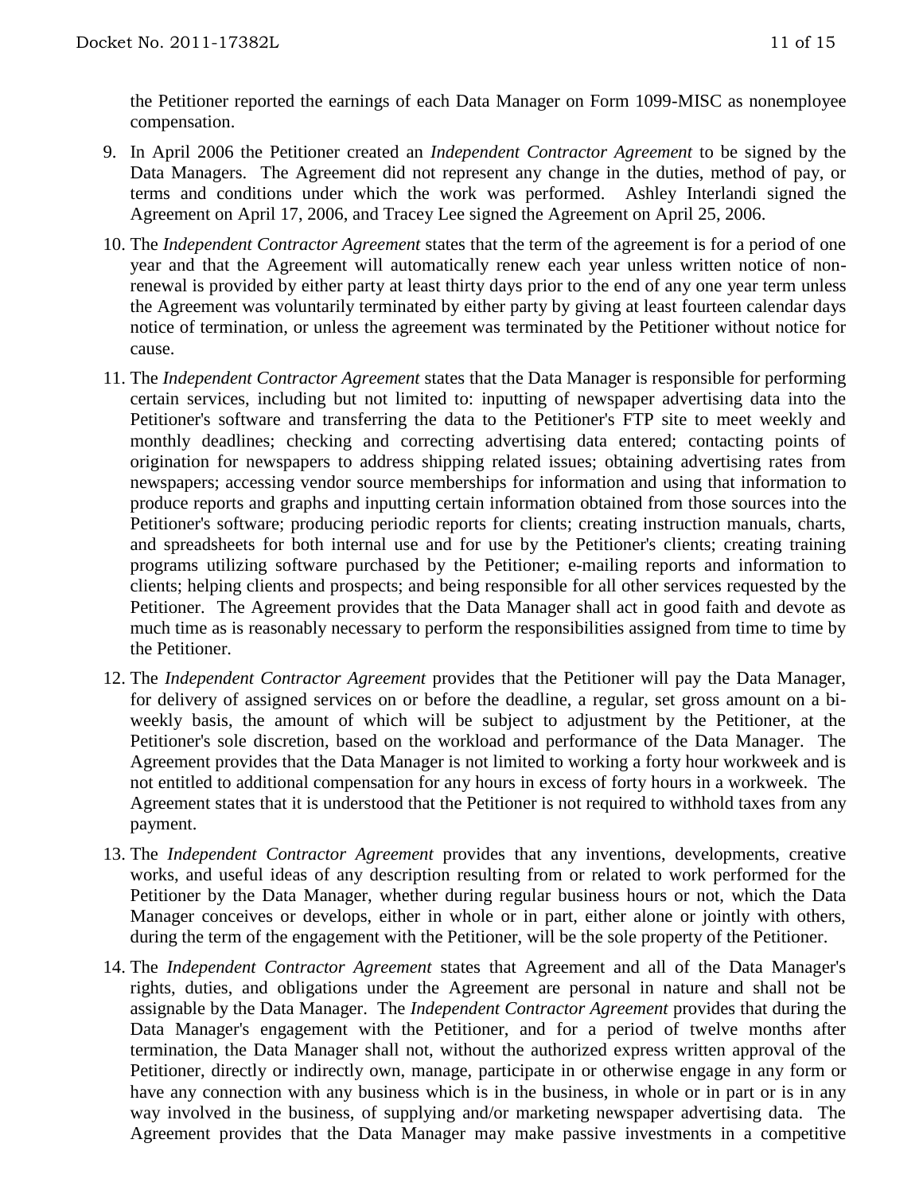the Petitioner reported the earnings of each Data Manager on Form 1099-MISC as nonemployee compensation.

9. In April 2006 the Petitioner created an *Independent Contractor Agreement* to be signed by the Data Managers. The Agreement did not represent any change in the duties, method of pay, or terms and conditions under which the work was performed. Ashley Interlandi signed the Agreement on April 17, 2006, and Tracey Lee signed the Agreement on April 25, 2006.

10. The *Independent Contractor Agreement* states that the term of the agreement is for a period of one year and that the Agreement will automatically renew each year unless written notice of non-renewal is provided by either party at least thirty days prior to the end of any one year term unless the Agreement was voluntarily terminated by either party by giving at least fourteen calendar days notice of termination, or unless the agreement was terminated by the Petitioner without notice for cause.

11. The *Independent Contractor Agreement* states that the Data Manager is responsible for performing certain services, including but not limited to: inputting of newspaper advertising data into the Petitioner's software and transferring the data to the Petitioner's FTP site to meet weekly and monthly deadlines; checking and correcting advertising data entered; contacting points of origination for newspapers to address shipping related issues; obtaining advertising rates from newspapers; accessing vendor source memberships for information and using that information to produce reports and graphs and inputting certain information obtained from those sources into the Petitioner's software; producing periodic reports for clients; creating instruction manuals, charts, and spreadsheets for both internal use and for use by the Petitioner's clients; creating training programs utilizing software purchased by the Petitioner; e-mailing reports and information to clients; helping clients and prospects; and being responsible for all other services requested by the Petitioner. The Agreement provides that the Data Manager shall act in good faith and devote as much time as is reasonably necessary to perform the responsibilities assigned from time to time by the Petitioner.

12. The *Independent Contractor Agreement* provides that the Petitioner will pay the Data Manager, for delivery of assigned services on or before the deadline, a regular, set gross amount on a bi-weekly basis, the amount of which will be subject to adjustment by the Petitioner, at the Petitioner's sole discretion, based on the workload and performance of the Data Manager. The Agreement provides that the Data Manager is not limited to working a forty hour workweek and is not entitled to additional compensation for any hours in excess of forty hours in a workweek. The Agreement states that it is understood that the Petitioner is not required to withhold taxes from any payment.

13. The *Independent Contractor Agreement* provides that any inventions, developments, creative works, and useful ideas of any description resulting from or related to work performed for the Petitioner by the Data Manager, whether during regular business hours or not, which the Data Manager conceives or develops, either in whole or in part, either alone or jointly with others, during the term of the engagement with the Petitioner, will be the sole property of the Petitioner.

14. The *Independent Contractor Agreement* states that Agreement and all of the Data Manager's rights, duties, and obligations under the Agreement are personal in nature and shall not be assignable by the Data Manager. The *Independent Contractor Agreement* provides that during the Data Manager's engagement with the Petitioner, and for a period of twelve months after termination, the Data Manager shall not, without the authorized express written approval of the Petitioner, directly or indirectly own, manage, participate in or otherwise engage in any form or have any connection with any business which is in the business, in whole or in part or is in any way involved in the business, of supplying and/or marketing newspaper advertising data. The Agreement provides that the Data Manager may make passive investments in a competitive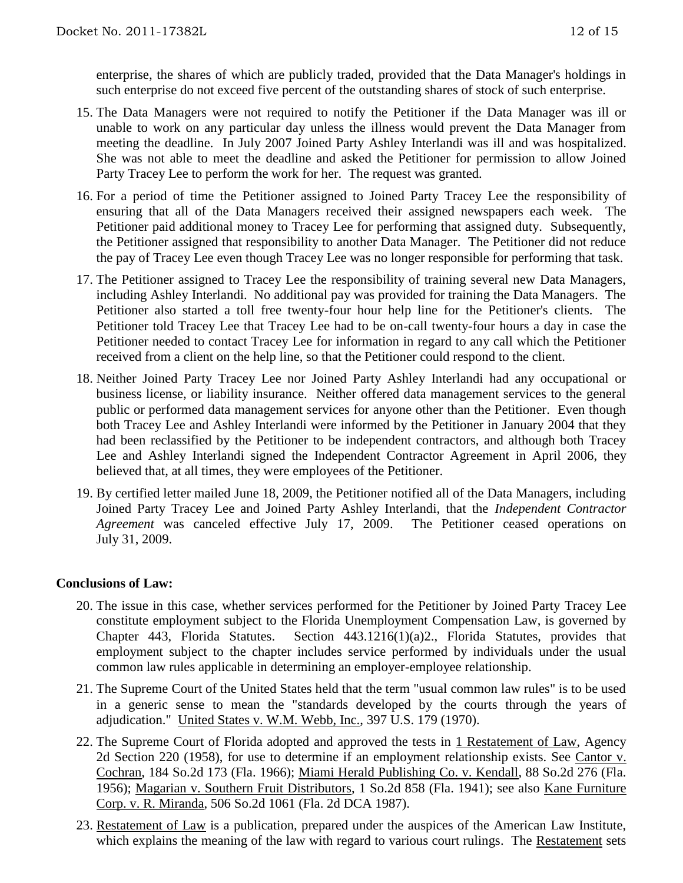enterprise, the shares of which are publicly traded, provided that the Data Manager's holdings in such enterprise do not exceed five percent of the outstanding shares of stock of such enterprise.

15. The Data Managers were not required to notify the Petitioner if the Data Manager was ill or unable to work on any particular day unless the illness would prevent the Data Manager from meeting the deadline. In July 2007 Joined Party Ashley Interlandi was ill and was hospitalized. She was not able to meet the deadline and asked the Petitioner for permission to allow Joined Party Tracey Lee to perform the work for her. The request was granted.

16. For a period of time the Petitioner assigned to Joined Party Tracey Lee the responsibility of ensuring that all of the Data Managers received their assigned newspapers each week. The Petitioner paid additional money to Tracey Lee for performing that assigned duty. Subsequently, the Petitioner assigned that responsibility to another Data Manager. The Petitioner did not reduce the pay of Tracey Lee even though Tracey Lee was no longer responsible for performing that task.

17. The Petitioner assigned to Tracey Lee the responsibility of training several new Data Managers, including Ashley Interlandi. No additional pay was provided for training the Data Managers. The Petitioner also started a toll free twenty-four hour help line for the Petitioner's clients. The Petitioner told Tracey Lee that Tracey Lee had to be on-call twenty-four hours a day in case the Petitioner needed to contact Tracey Lee for information in regard to any call which the Petitioner received from a client on the help line, so that the Petitioner could respond to the client.

18. Neither Joined Party Tracey Lee nor Joined Party Ashley Interlandi had any occupational or business license, or liability insurance. Neither offered data management services to the general public or performed data management services for anyone other than the Petitioner. Even though both Tracey Lee and Ashley Interlandi were informed by the Petitioner in January 2004 that they had been reclassified by the Petitioner to be independent contractors, and although both Tracey Lee and Ashley Interlandi signed the Independent Contractor Agreement in April 2006, they believed that, at all times, they were employees of the Petitioner.

19. By certified letter mailed June 18, 2009, the Petitioner notified all of the Data Managers, including Joined Party Tracey Lee and Joined Party Ashley Interlandi, that the *Independent Contractor Agreement* was canceled effective July 17, 2009. The Petitioner ceased operations on July 31, 2009.

**Conclusions of Law:**

20. The issue in this case, whether services performed for the Petitioner by Joined Party Tracey Lee constitute employment subject to the Florida Unemployment Compensation Law, is governed by Chapter 443, Florida Statutes. Section 443.1216(1)(a)2., Florida Statutes, provides that employment subject to the chapter includes service performed by individuals under the usual common law rules applicable in determining an employer-employee relationship.

21. The Supreme Court of the United States held that the term "usual common law rules" is to be used in a generic sense to mean the "standards developed by the courts through the years of adjudication." United States v. W.M. Webb, Inc., 397 U.S. 179 (1970).

22. The Supreme Court of Florida adopted and approved the tests in 1 Restatement of Law, Agency 2d Section 220 (1958), for use to determine if an employment relationship exists. See Cantor v. Cochran, 184 So.2d 173 (Fla. 1966); Miami Herald Publishing Co. v. Kendall, 88 So.2d 276 (Fla. 1956); Magarian v. Southern Fruit Distributors, 1 So.2d 858 (Fla. 1941); see also Kane Furniture Corp. v. R. Miranda, 506 So.2d 1061 (Fla. 2d DCA 1987).

23. Restatement of Law is a publication, prepared under the auspices of the American Law Institute, which explains the meaning of the law with regard to various court rulings. The Restatement sets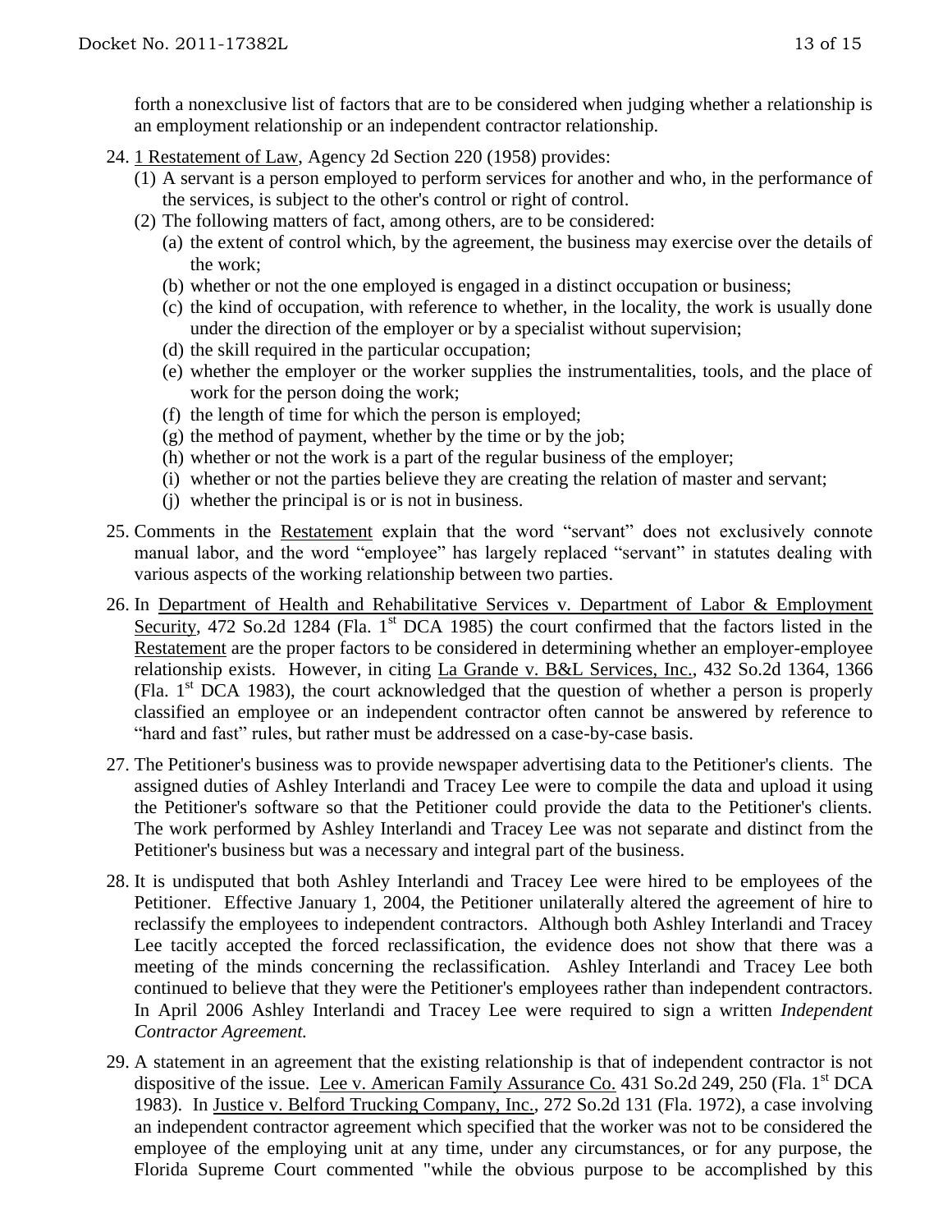forth a nonexclusive list of factors that are to be considered when judging whether a relationship is an employment relationship or an independent contractor relationship.

24. 1 Restatement of Law, Agency 2d Section 220 (1958) provides:
    (1) A servant is a person employed to perform services for another and who, in the performance of the services, is subject to the other's control or right of control.
    (2) The following matters of fact, among others, are to be considered:
        (a) the extent of control which, by the agreement, the business may exercise over the details of the work;
        (b) whether or not the one employed is engaged in a distinct occupation or business;
        (c) the kind of occupation, with reference to whether, in the locality, the work is usually done under the direction of the employer or by a specialist without supervision;
        (d) the skill required in the particular occupation;
        (e) whether the employer or the worker supplies the instrumentalities, tools, and the place of work for the person doing the work;
        (f) the length of time for which the person is employed;
        (g) the method of payment, whether by the time or by the job;
        (h) whether or not the work is a part of the regular business of the employer;
        (i) whether or not the parties believe they are creating the relation of master and servant;
        (j) whether the principal is or is not in business.

25. Comments in the Restatement explain that the word "servant" does not exclusively connote manual labor, and the word "employee" has largely replaced "servant" in statutes dealing with various aspects of the working relationship between two parties.

26. In Department of Health and Rehabilitative Services v. Department of Labor & Employment Security, 472 So.2d 1284 (Fla. 1st DCA 1985) the court confirmed that the factors listed in the Restatement are the proper factors to be considered in determining whether an employer-employee relationship exists. However, in citing La Grande v. B&L Services, Inc., 432 So.2d 1364, 1366 (Fla. 1st DCA 1983), the court acknowledged that the question of whether a person is properly classified an employee or an independent contractor often cannot be answered by reference to "hard and fast" rules, but rather must be addressed on a case-by-case basis.

27. The Petitioner's business was to provide newspaper advertising data to the Petitioner's clients. The assigned duties of Ashley Interlandi and Tracey Lee were to compile the data and upload it using the Petitioner's software so that the Petitioner could provide the data to the Petitioner's clients. The work performed by Ashley Interlandi and Tracey Lee was not separate and distinct from the Petitioner's business but was a necessary and integral part of the business.

28. It is undisputed that both Ashley Interlandi and Tracey Lee were hired to be employees of the Petitioner. Effective January 1, 2004, the Petitioner unilaterally altered the agreement of hire to reclassify the employees to independent contractors. Although both Ashley Interlandi and Tracey Lee tacitly accepted the forced reclassification, the evidence does not show that there was a meeting of the minds concerning the reclassification. Ashley Interlandi and Tracey Lee both continued to believe that they were the Petitioner's employees rather than independent contractors. In April 2006 Ashley Interlandi and Tracey Lee were required to sign a written *Independent Contractor Agreement.*

29. A statement in an agreement that the existing relationship is that of independent contractor is not dispositive of the issue. Lee v. American Family Assurance Co. 431 So.2d 249, 250 (Fla. 1st DCA 1983). In Justice v. Belford Trucking Company, Inc., 272 So.2d 131 (Fla. 1972), a case involving an independent contractor agreement which specified that the worker was not to be considered the employee of the employing unit at any time, under any circumstances, or for any purpose, the Florida Supreme Court commented "while the obvious purpose to be accomplished by this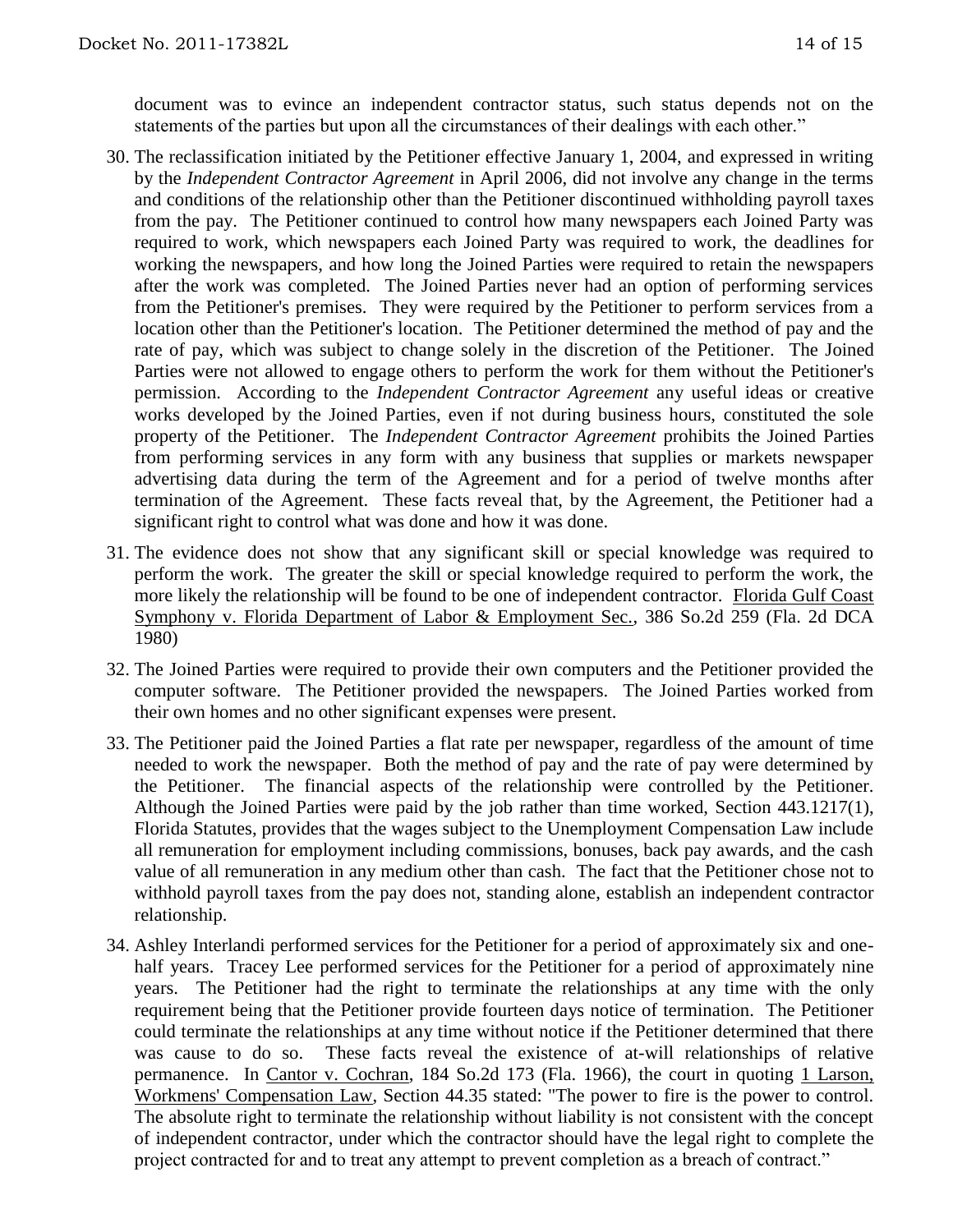document was to evince an independent contractor status, such status depends not on the statements of the parties but upon all the circumstances of their dealings with each other."

30. The reclassification initiated by the Petitioner effective January 1, 2004, and expressed in writing by the *Independent Contractor Agreement* in April 2006, did not involve any change in the terms and conditions of the relationship other than the Petitioner discontinued withholding payroll taxes from the pay. The Petitioner continued to control how many newspapers each Joined Party was required to work, which newspapers each Joined Party was required to work, the deadlines for working the newspapers, and how long the Joined Parties were required to retain the newspapers after the work was completed. The Joined Parties never had an option of performing services from the Petitioner's premises. They were required by the Petitioner to perform services from a location other than the Petitioner's location. The Petitioner determined the method of pay and the rate of pay, which was subject to change solely in the discretion of the Petitioner. The Joined Parties were not allowed to engage others to perform the work for them without the Petitioner's permission. According to the *Independent Contractor Agreement* any useful ideas or creative works developed by the Joined Parties, even if not during business hours, constituted the sole property of the Petitioner. The *Independent Contractor Agreement* prohibits the Joined Parties from performing services in any form with any business that supplies or markets newspaper advertising data during the term of the Agreement and for a period of twelve months after termination of the Agreement. These facts reveal that, by the Agreement, the Petitioner had a significant right to control what was done and how it was done.

31. The evidence does not show that any significant skill or special knowledge was required to perform the work. The greater the skill or special knowledge required to perform the work, the more likely the relationship will be found to be one of independent contractor. Florida Gulf Coast Symphony v. Florida Department of Labor & Employment Sec., 386 So.2d 259 (Fla. 2d DCA 1980)

32. The Joined Parties were required to provide their own computers and the Petitioner provided the computer software. The Petitioner provided the newspapers. The Joined Parties worked from their own homes and no other significant expenses were present.

33. The Petitioner paid the Joined Parties a flat rate per newspaper, regardless of the amount of time needed to work the newspaper. Both the method of pay and the rate of pay were determined by the Petitioner. The financial aspects of the relationship were controlled by the Petitioner. Although the Joined Parties were paid by the job rather than time worked, Section 443.1217(1), Florida Statutes, provides that the wages subject to the Unemployment Compensation Law include all remuneration for employment including commissions, bonuses, back pay awards, and the cash value of all remuneration in any medium other than cash. The fact that the Petitioner chose not to withhold payroll taxes from the pay does not, standing alone, establish an independent contractor relationship.

34. Ashley Interlandi performed services for the Petitioner for a period of approximately six and one-half years. Tracey Lee performed services for the Petitioner for a period of approximately nine years. The Petitioner had the right to terminate the relationships at any time with the only requirement being that the Petitioner provide fourteen days notice of termination. The Petitioner could terminate the relationships at any time without notice if the Petitioner determined that there was cause to do so. These facts reveal the existence of at-will relationships of relative permanence. In Cantor v. Cochran, 184 So.2d 173 (Fla. 1966), the court in quoting 1 Larson, Workmens' Compensation Law, Section 44.35 stated: "The power to fire is the power to control. The absolute right to terminate the relationship without liability is not consistent with the concept of independent contractor, under which the contractor should have the legal right to complete the project contracted for and to treat any attempt to prevent completion as a breach of contract."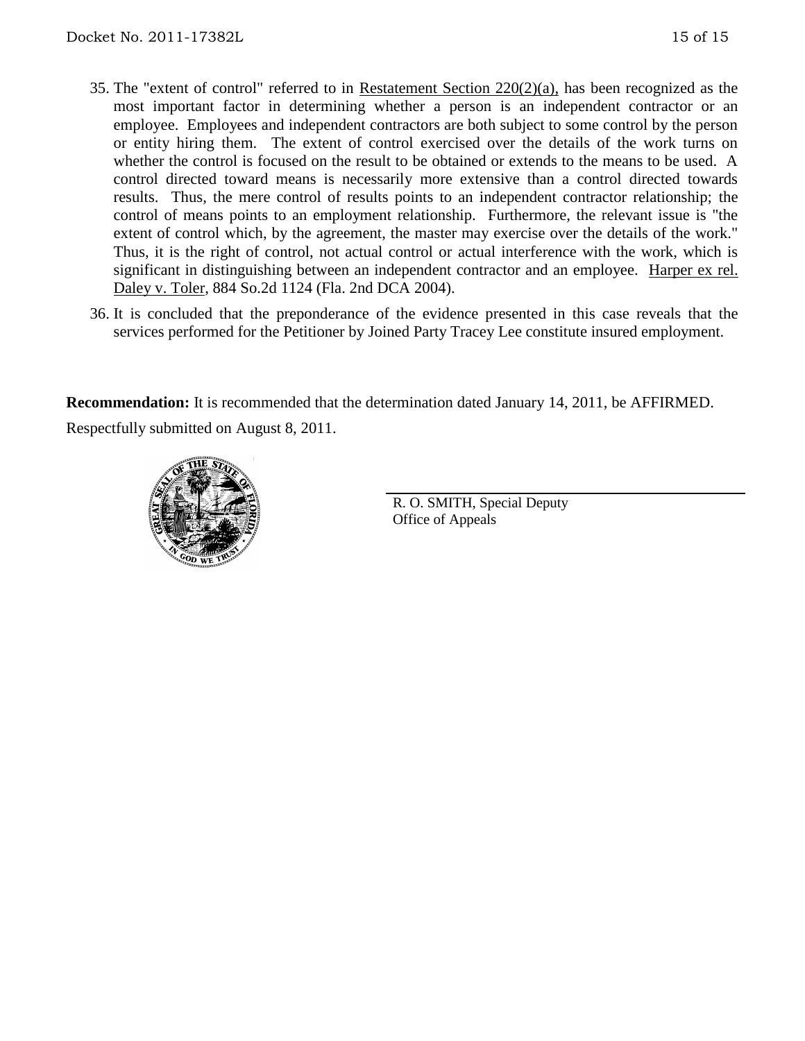35. The "extent of control" referred to in Restatement Section 220(2)(a), has been recognized as the most important factor in determining whether a person is an independent contractor or an employee. Employees and independent contractors are both subject to some control by the person or entity hiring them. The extent of control exercised over the details of the work turns on whether the control is focused on the result to be obtained or extends to the means to be used. A control directed toward means is necessarily more extensive than a control directed towards results. Thus, the mere control of results points to an independent contractor relationship; the control of means points to an employment relationship. Furthermore, the relevant issue is "the extent of control which, by the agreement, the master may exercise over the details of the work." Thus, it is the right of control, not actual control or actual interference with the work, which is significant in distinguishing between an independent contractor and an employee. Harper ex rel. Daley v. Toler, 884 So.2d 1124 (Fla. 2nd DCA 2004).

36. It is concluded that the preponderance of the evidence presented in this case reveals that the services performed for the Petitioner by Joined Party Tracey Lee constitute insured employment.

**Recommendation:** It is recommended that the determination dated January 14, 2011, be AFFIRMED.

Respectfully submitted on August 8, 2011.

R. O. SMITH, Special Deputy
Office of Appeals